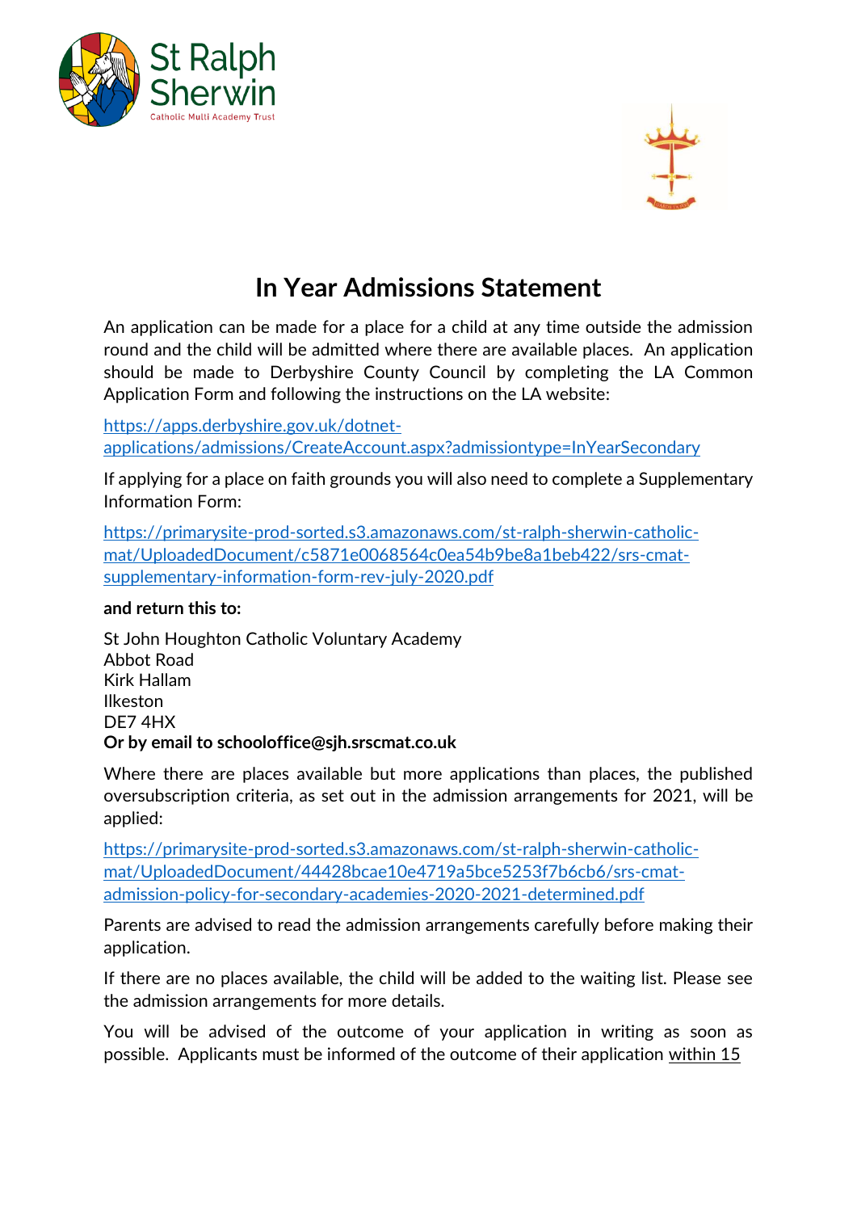St Ralph Sherwin
Catholic Multi Academy Trust

# In Year Admissions Statement

An application can be made for a place for a child at any time outside the admission round and the child will be admitted where there are available places. An application should be made to Derbyshire County Council by completing the LA Common Application Form and following the instructions on the LA website:

https://apps.derbyshire.gov.uk/dotnet-applications/admissions/CreateAccount.aspx?admissiontype=InYearSecondary

If applying for a place on faith grounds you will also need to complete a Supplementary Information Form:

https://primarysite-prod-sorted.s3.amazonaws.com/st-ralph-sherwin-catholic-mat/UploadedDocument/c5871e0068564c0ea54b9be8a1beb422/srs-cmat-supplementary-information-form-rev-july-2020.pdf

**and return this to:**

St John Houghton Catholic Voluntary Academy
Abbot Road
Kirk Hallam
Ilkeston
DE7 4HX
**Or by email to schooloffice@sjh.srscmat.co.uk**

Where there are places available but more applications than places, the published oversubscription criteria, as set out in the admission arrangements for 2021, will be applied:

https://primarysite-prod-sorted.s3.amazonaws.com/st-ralph-sherwin-catholic-mat/UploadedDocument/44428bcae10e4719a5bce5253f7b6cb6/srs-cmat-admission-policy-for-secondary-academies-2020-2021-determined.pdf

Parents are advised to read the admission arrangements carefully before making their application.

If there are no places available, the child will be added to the waiting list. Please see the admission arrangements for more details.

You will be advised of the outcome of your application in writing as soon as possible. Applicants must be informed of the outcome of their application within 15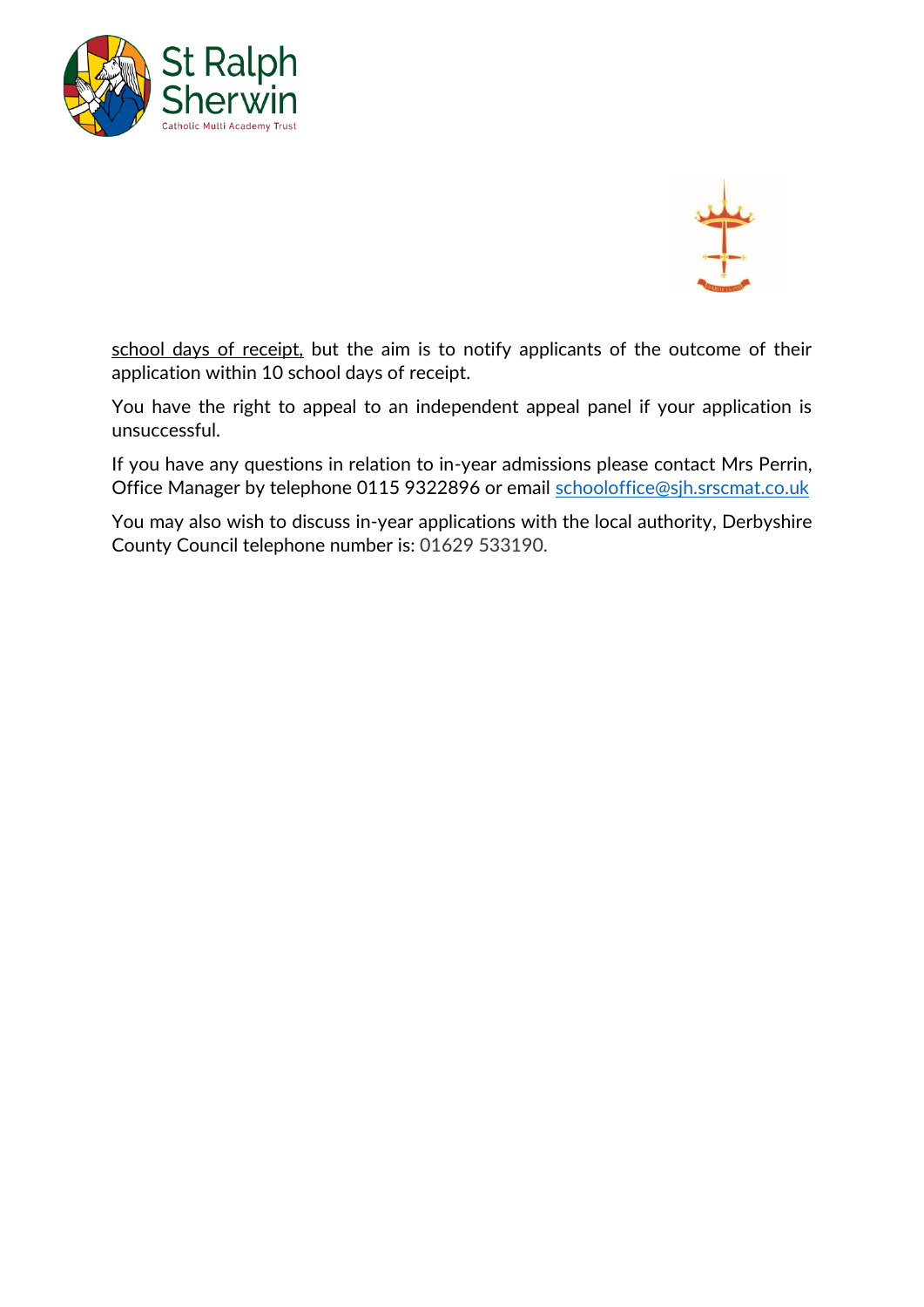school days of receipt, but the aim is to notify applicants of the outcome of their application within 10 school days of receipt.

You have the right to appeal to an independent appeal panel if your application is unsuccessful.

If you have any questions in relation to in-year admissions please contact Mrs Perrin, Office Manager by telephone 0115 9322896 or email schooloffice@sjh.srscmat.co.uk

You may also wish to discuss in-year applications with the local authority, Derbyshire County Council telephone number is: 01629 533190.